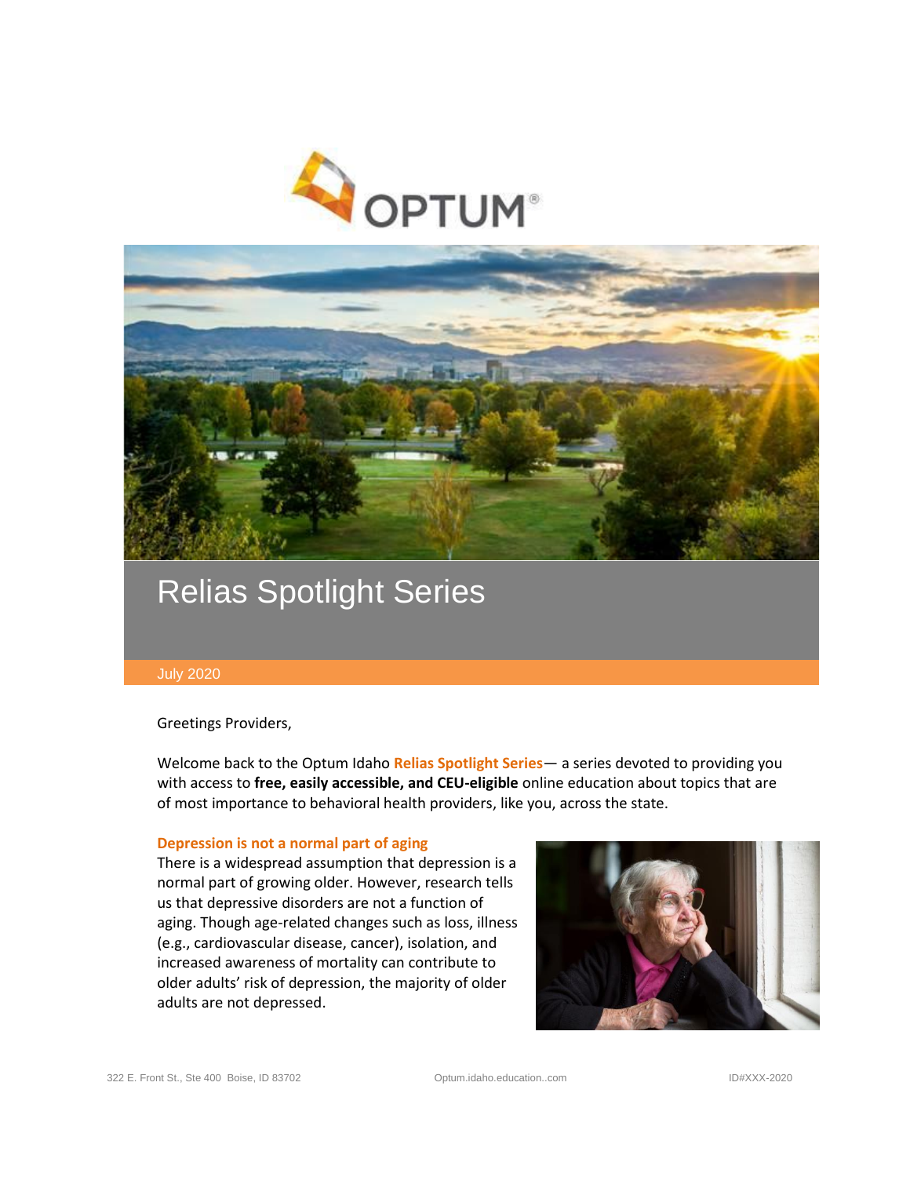# Relias Spotlight Series

July 2020

Greetings Providers,

Welcome back to the Optum Idaho **Relias Spotlight Series**— a series devoted to providing you with access to **free, easily accessible, and CEU-eligible** online education about topics that are of most importance to behavioral health providers, like you, across the state.

### Depression is not a normal part of aging

There is a widespread assumption that depression is a normal part of growing older. However, research tells us that depressive disorders are not a function of aging. Though age-related changes such as loss, illness (e.g., cardiovascular disease, cancer), isolation, and increased awareness of mortality can contribute to older adults' risk of depression, the majority of older adults are not depressed.

322 E. Front St., Ste 400 Boise, ID 83702 Optum.idaho.education..com ID#XXX-2020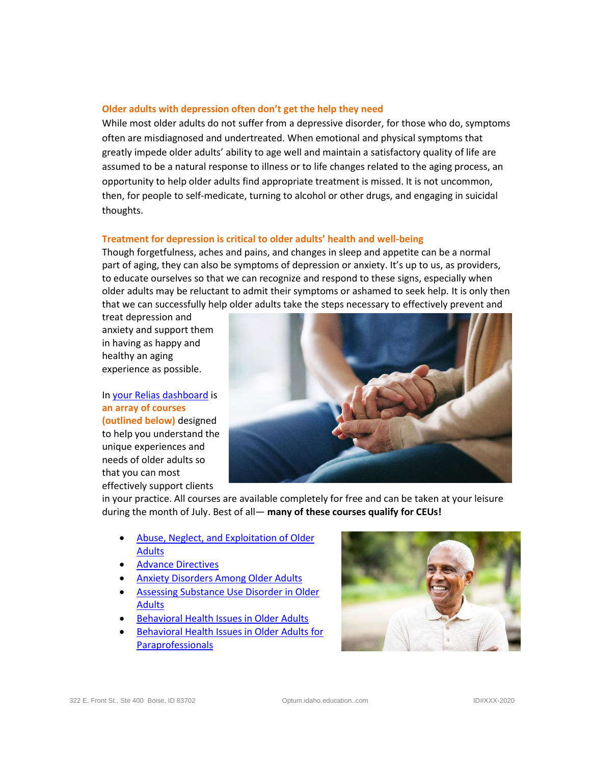## Older adults with depression often don't get the help they need

While most older adults do not suffer from a depressive disorder, for those who do, symptoms often are misdiagnosed and undertreated. When emotional and physical symptoms that greatly impede older adults' ability to age well and maintain a satisfactory quality of life are assumed to be a natural response to illness or to life changes related to the aging process, an opportunity to help older adults find appropriate treatment is missed. It is not uncommon, then, for people to self-medicate, turning to alcohol or other drugs, and engaging in suicidal thoughts.

## Treatment for depression is critical to older adults' health and well-being

Though forgetfulness, aches and pains, and changes in sleep and appetite can be a normal part of aging, they can also be symptoms of depression or anxiety. It's up to us, as providers, to educate ourselves so that we can recognize and respond to these signs, especially when older adults may be reluctant to admit their symptoms or ashamed to seek help. It is only then that we can successfully help older adults take the steps necessary to effectively prevent and treat depression and anxiety and support them in having as happy and healthy an aging experience as possible.

In your Relias dashboard is **an array of courses (outlined below)** designed to help you understand the unique experiences and needs of older adults so that you can most effectively support clients in your practice. All courses are available completely for free and can be taken at your leisure during the month of July. Best of all— **many of these courses qualify for CEUs!**

- Abuse, Neglect, and Exploitation of Older Adults
- Advance Directives
- Anxiety Disorders Among Older Adults
- Assessing Substance Use Disorder in Older Adults
- Behavioral Health Issues in Older Adults
- Behavioral Health Issues in Older Adults for Paraprofessionals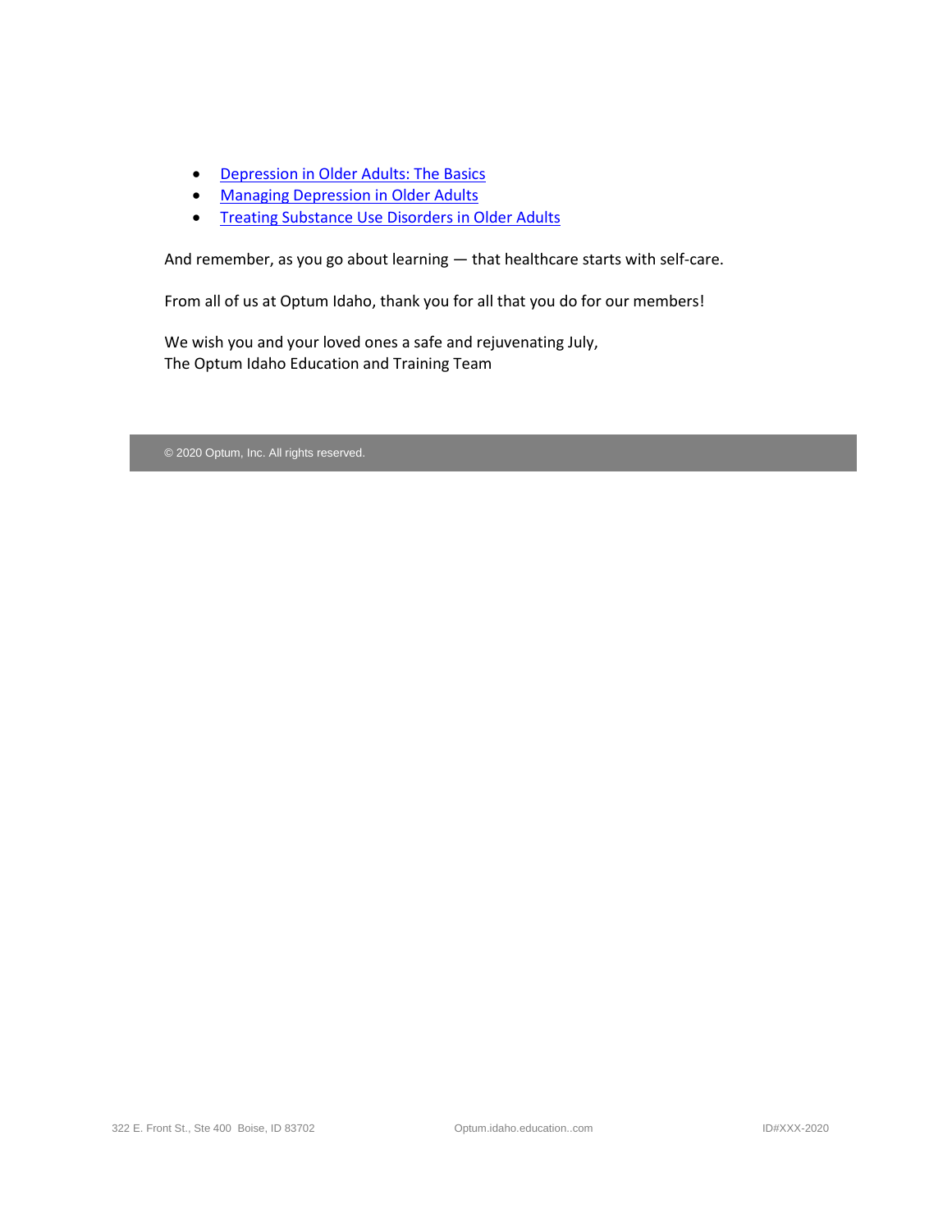- Depression in Older Adults: The Basics
- Managing Depression in Older Adults
- Treating Substance Use Disorders in Older Adults

And remember, as you go about learning — that healthcare starts with self-care.

From all of us at Optum Idaho, thank you for all that you do for our members!

We wish you and your loved ones a safe and rejuvenating July,
The Optum Idaho Education and Training Team

© 2020 Optum, Inc. All rights reserved.

322 E. Front St., Ste 400 Boise, ID 83702 Optum.idaho.education..com ID#XXX-2020